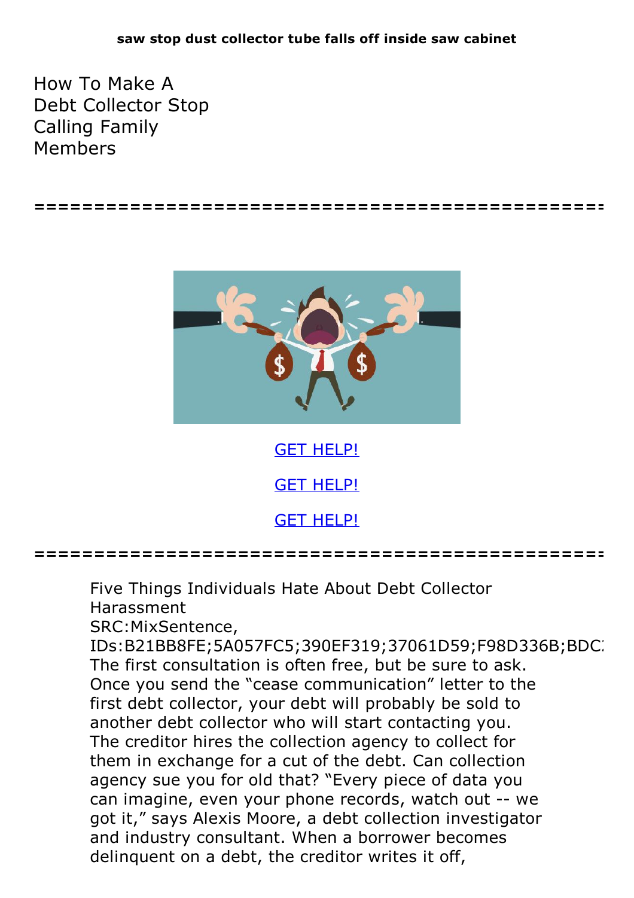**saw stop dust collector tube falls off inside saw cabinet**

# How To Make A Debt Collector Stop Calling Family Members

================================================

GET HELP!

GET HELP!

GET HELP!

================================================

Five Things Individuals Hate About Debt Collector Harassment
SRC:MixSentence, IDs:B21BB8FE;5A057FC5;390EF319;37061D59;F98D336B;BDC
The first consultation is often free, but be sure to ask. Once you send the "cease communication" letter to the first debt collector, your debt will probably be sold to another debt collector who will start contacting you. The creditor hires the collection agency to collect for them in exchange for a cut of the debt. Can collection agency sue you for old that? "Every piece of data you can imagine, even your phone records, watch out -- we got it," says Alexis Moore, a debt collection investigator and industry consultant. When a borrower becomes delinquent on a debt, the creditor writes it off,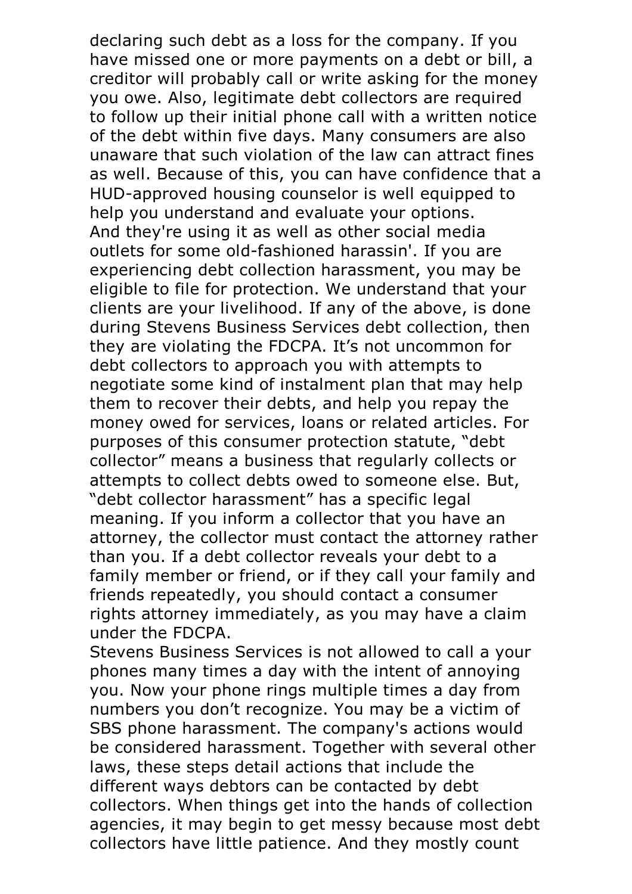declaring such debt as a loss for the company. If you have missed one or more payments on a debt or bill, a creditor will probably call or write asking for the money you owe. Also, legitimate debt collectors are required to follow up their initial phone call with a written notice of the debt within five days. Many consumers are also unaware that such violation of the law can attract fines as well. Because of this, you can have confidence that a HUD-approved housing counselor is well equipped to help you understand and evaluate your options.

And they're using it as well as other social media outlets for some old-fashioned harassin'. If you are experiencing debt collection harassment, you may be eligible to file for protection. We understand that your clients are your livelihood. If any of the above, is done during Stevens Business Services debt collection, then they are violating the FDCPA. It's not uncommon for debt collectors to approach you with attempts to negotiate some kind of instalment plan that may help them to recover their debts, and help you repay the money owed for services, loans or related articles. For purposes of this consumer protection statute, "debt collector" means a business that regularly collects or attempts to collect debts owed to someone else. But, "debt collector harassment" has a specific legal meaning. If you inform a collector that you have an attorney, the collector must contact the attorney rather than you. If a debt collector reveals your debt to a family member or friend, or if they call your family and friends repeatedly, you should contact a consumer rights attorney immediately, as you may have a claim under the FDCPA.

Stevens Business Services is not allowed to call a your phones many times a day with the intent of annoying you. Now your phone rings multiple times a day from numbers you don't recognize. You may be a victim of SBS phone harassment. The company's actions would be considered harassment. Together with several other laws, these steps detail actions that include the different ways debtors can be contacted by debt collectors. When things get into the hands of collection agencies, it may begin to get messy because most debt collectors have little patience. And they mostly count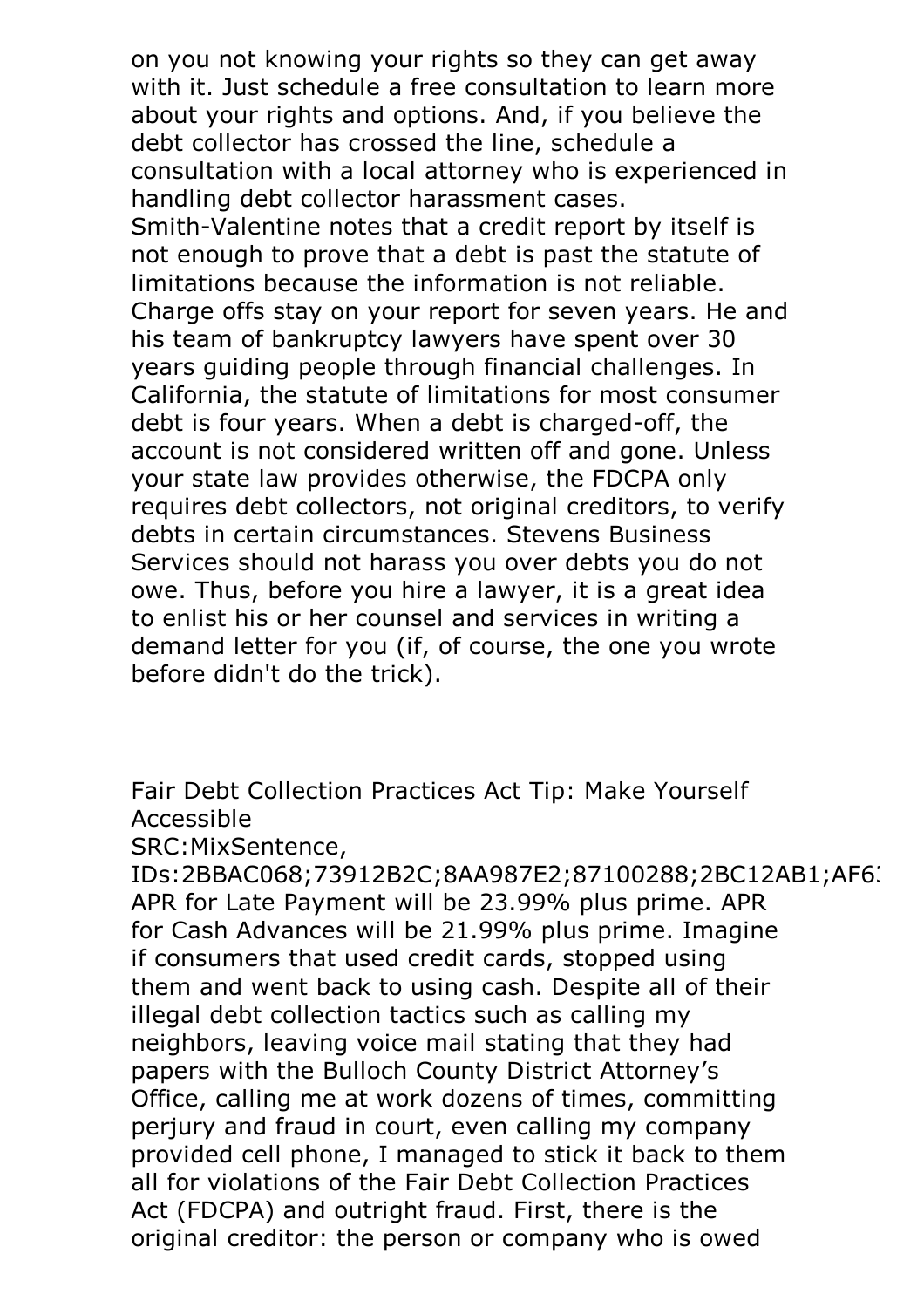on you not knowing your rights so they can get away with it. Just schedule a free consultation to learn more about your rights and options. And, if you believe the debt collector has crossed the line, schedule a consultation with a local attorney who is experienced in handling debt collector harassment cases. Smith-Valentine notes that a credit report by itself is not enough to prove that a debt is past the statute of limitations because the information is not reliable. Charge offs stay on your report for seven years. He and his team of bankruptcy lawyers have spent over 30 years guiding people through financial challenges. In California, the statute of limitations for most consumer debt is four years. When a debt is charged-off, the account is not considered written off and gone. Unless your state law provides otherwise, the FDCPA only requires debt collectors, not original creditors, to verify debts in certain circumstances. Stevens Business Services should not harass you over debts you do not owe. Thus, before you hire a lawyer, it is a great idea to enlist his or her counsel and services in writing a demand letter for you (if, of course, the one you wrote before didn't do the trick).

## Fair Debt Collection Practices Act Tip: Make Yourself Accessible

SRC:MixSentence, IDs:2BBAC068;73912B2C;8AA987E2;87100288;2BC12AB1;AF6

APR for Late Payment will be 23.99% plus prime. APR for Cash Advances will be 21.99% plus prime. Imagine if consumers that used credit cards, stopped using them and went back to using cash. Despite all of their illegal debt collection tactics such as calling my neighbors, leaving voice mail stating that they had papers with the Bulloch County District Attorney's Office, calling me at work dozens of times, committing perjury and fraud in court, even calling my company provided cell phone, I managed to stick it back to them all for violations of the Fair Debt Collection Practices Act (FDCPA) and outright fraud. First, there is the original creditor: the person or company who is owed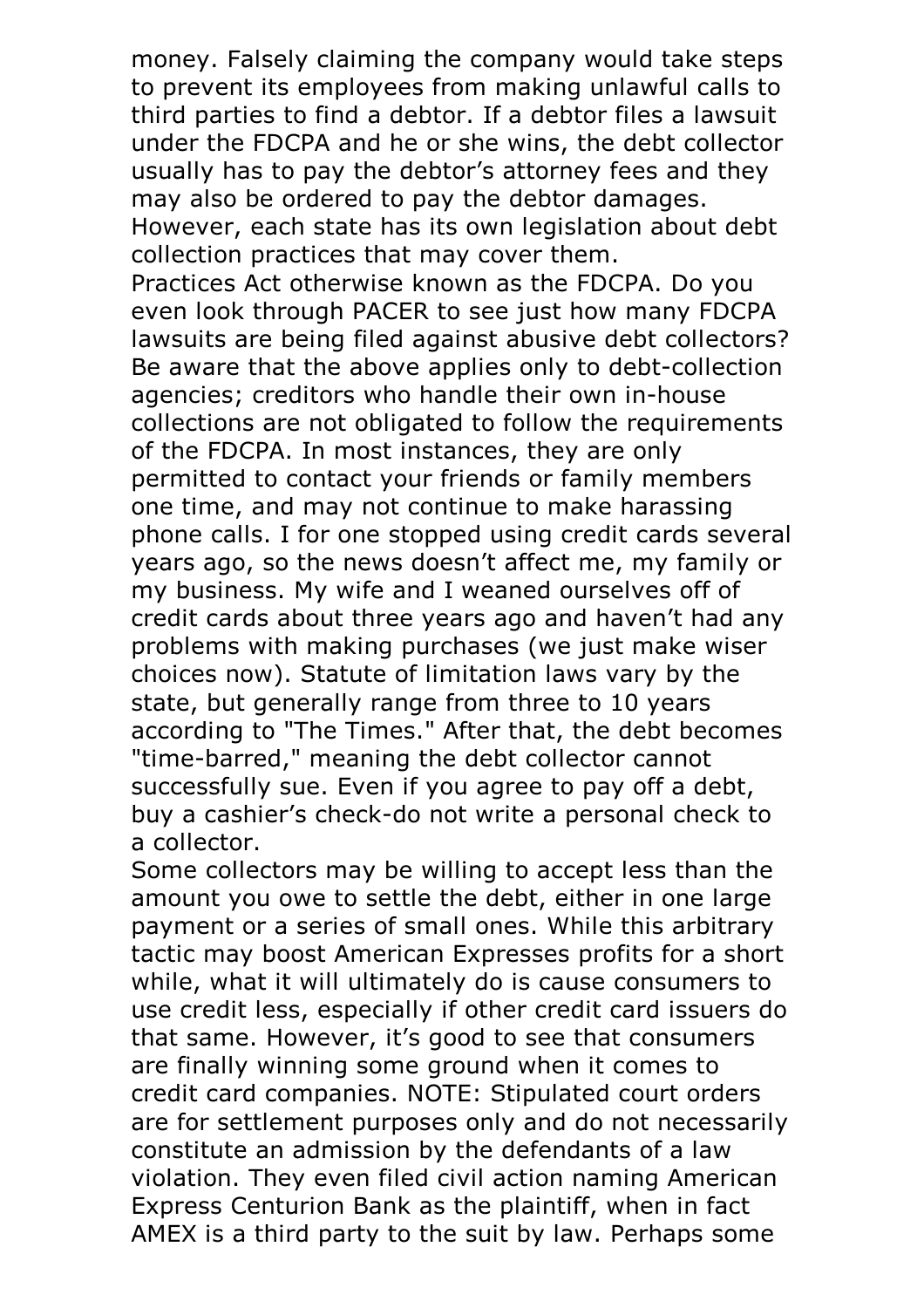money. Falsely claiming the company would take steps to prevent its employees from making unlawful calls to third parties to find a debtor. If a debtor files a lawsuit under the FDCPA and he or she wins, the debt collector usually has to pay the debtor's attorney fees and they may also be ordered to pay the debtor damages. However, each state has its own legislation about debt collection practices that may cover them.

Practices Act otherwise known as the FDCPA. Do you even look through PACER to see just how many FDCPA lawsuits are being filed against abusive debt collectors? Be aware that the above applies only to debt-collection agencies; creditors who handle their own in-house collections are not obligated to follow the requirements of the FDCPA. In most instances, they are only permitted to contact your friends or family members one time, and may not continue to make harassing phone calls. I for one stopped using credit cards several years ago, so the news doesn't affect me, my family or my business. My wife and I weaned ourselves off of credit cards about three years ago and haven't had any problems with making purchases (we just make wiser choices now). Statute of limitation laws vary by the state, but generally range from three to 10 years according to "The Times." After that, the debt becomes "time-barred," meaning the debt collector cannot successfully sue. Even if you agree to pay off a debt, buy a cashier's check-do not write a personal check to a collector.

Some collectors may be willing to accept less than the amount you owe to settle the debt, either in one large payment or a series of small ones. While this arbitrary tactic may boost American Expresses profits for a short while, what it will ultimately do is cause consumers to use credit less, especially if other credit card issuers do that same. However, it's good to see that consumers are finally winning some ground when it comes to credit card companies. NOTE: Stipulated court orders are for settlement purposes only and do not necessarily constitute an admission by the defendants of a law violation. They even filed civil action naming American Express Centurion Bank as the plaintiff, when in fact AMEX is a third party to the suit by law. Perhaps some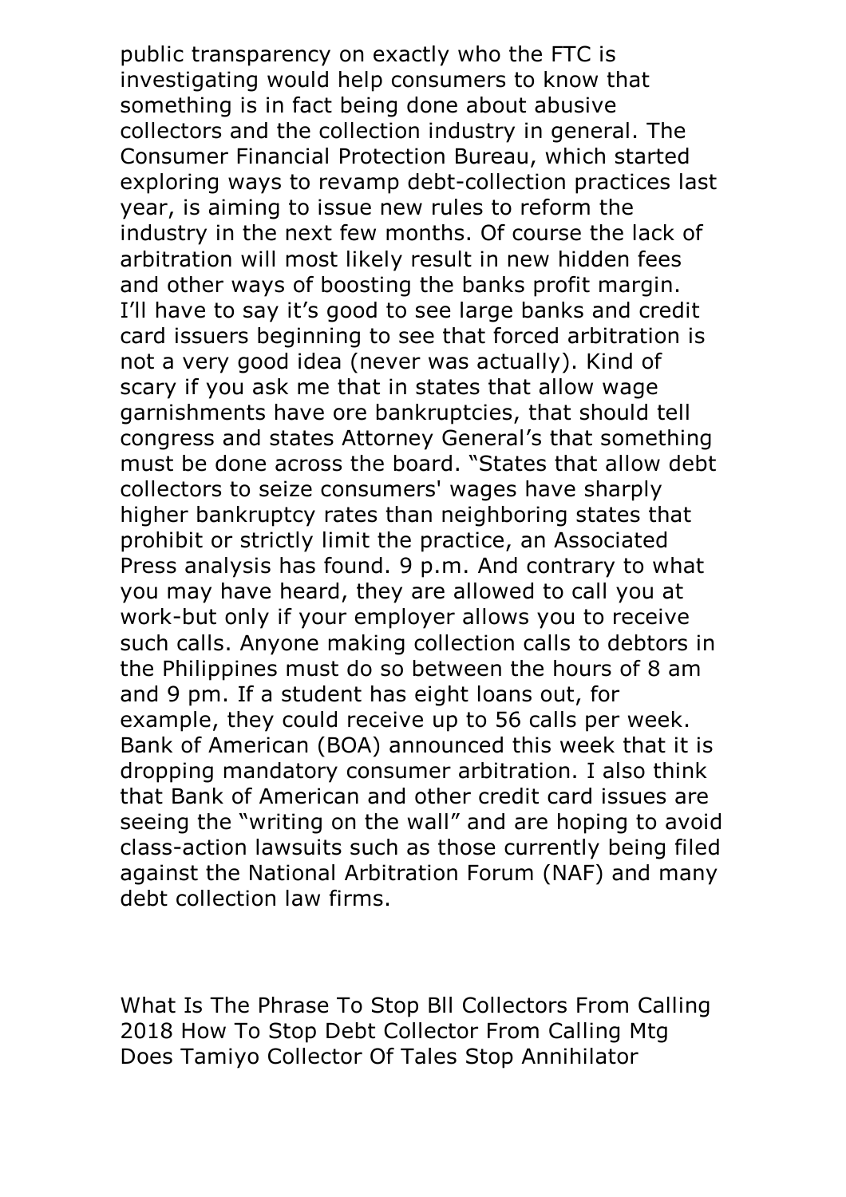public transparency on exactly who the FTC is investigating would help consumers to know that something is in fact being done about abusive collectors and the collection industry in general. The Consumer Financial Protection Bureau, which started exploring ways to revamp debt-collection practices last year, is aiming to issue new rules to reform the industry in the next few months. Of course the lack of arbitration will most likely result in new hidden fees and other ways of boosting the banks profit margin. I'll have to say it's good to see large banks and credit card issuers beginning to see that forced arbitration is not a very good idea (never was actually). Kind of scary if you ask me that in states that allow wage garnishments have ore bankruptcies, that should tell congress and states Attorney General's that something must be done across the board. "States that allow debt collectors to seize consumers' wages have sharply higher bankruptcy rates than neighboring states that prohibit or strictly limit the practice, an Associated Press analysis has found. 9 p.m. And contrary to what you may have heard, they are allowed to call you at work-but only if your employer allows you to receive such calls. Anyone making collection calls to debtors in the Philippines must do so between the hours of 8 am and 9 pm. If a student has eight loans out, for example, they could receive up to 56 calls per week. Bank of American (BOA) announced this week that it is dropping mandatory consumer arbitration. I also think that Bank of American and other credit card issues are seeing the "writing on the wall" and are hoping to avoid class-action lawsuits such as those currently being filed against the National Arbitration Forum (NAF) and many debt collection law firms.

What Is The Phrase To Stop Bll Collectors From Calling 2018 How To Stop Debt Collector From Calling Mtg Does Tamiyo Collector Of Tales Stop Annihilator